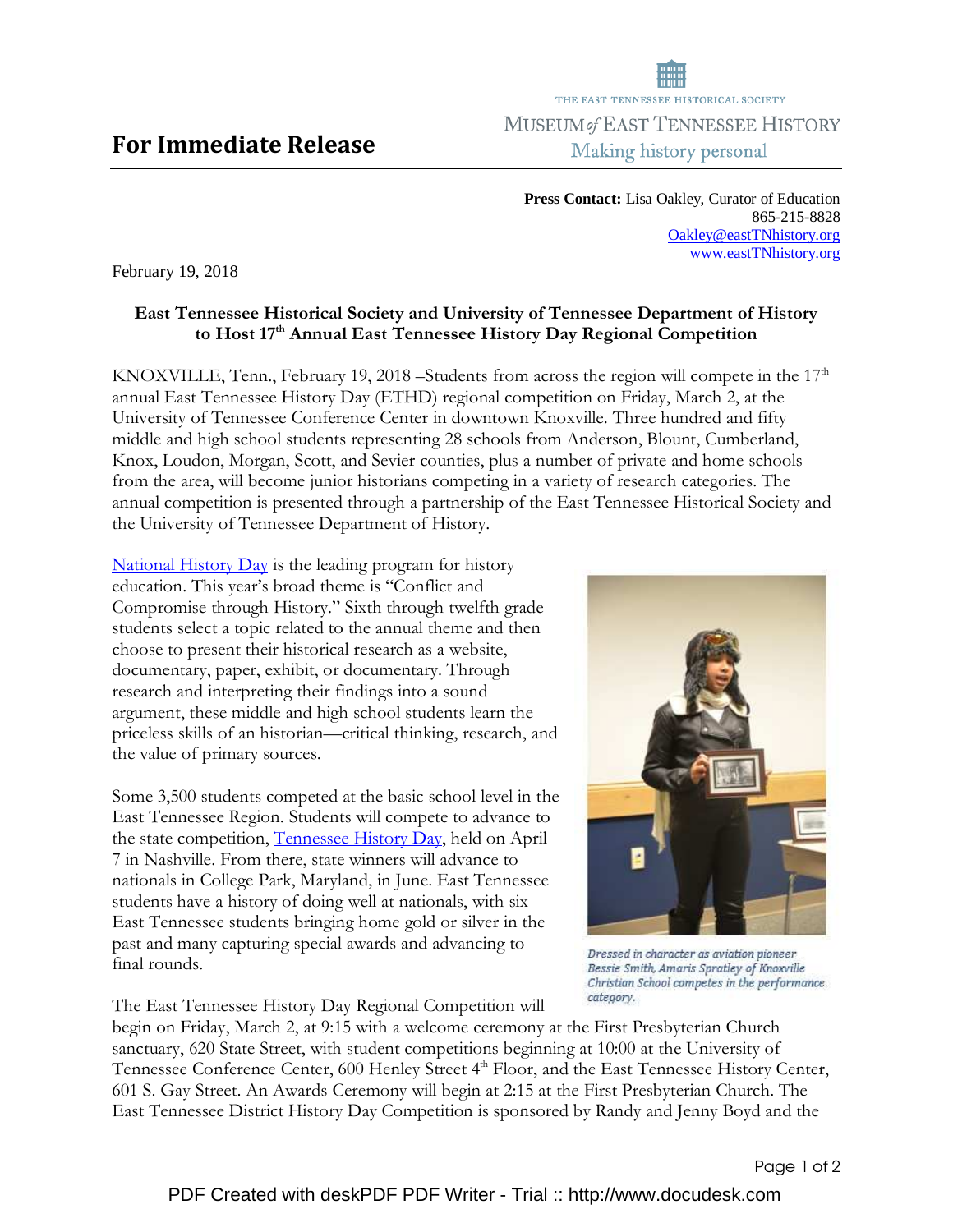THE EAST TENNESSEE HISTORICAL SOCIETY

MUSEUM *of* EAST TENNESSEE HISTORY

Making history personal

# For Immediate Release

**Press Contact:** Lisa Oakley, Curator of Education
865-215-8828
Oakley@eastTNhistory.org
www.eastTNhistory.org

February 19, 2018

**East Tennessee Historical Society and University of Tennessee Department of History to Host 17th Annual East Tennessee History Day Regional Competition**

KNOXVILLE, Tenn., February 19, 2018 –Students from across the region will compete in the 17th annual East Tennessee History Day (ETHD) regional competition on Friday, March 2, at the University of Tennessee Conference Center in downtown Knoxville. Three hundred and fifty middle and high school students representing 28 schools from Anderson, Blount, Cumberland, Knox, Loudon, Morgan, Scott, and Sevier counties, plus a number of private and home schools from the area, will become junior historians competing in a variety of research categories. The annual competition is presented through a partnership of the East Tennessee Historical Society and the University of Tennessee Department of History.

National History Day is the leading program for history education. This year's broad theme is "Conflict and Compromise through History." Sixth through twelfth grade students select a topic related to the annual theme and then choose to present their historical research as a website, documentary, paper, exhibit, or documentary. Through research and interpreting their findings into a sound argument, these middle and high school students learn the priceless skills of an historian—critical thinking, research, and the value of primary sources.

*Dressed in character as aviation pioneer Bessie Smith, Amaris Spratley of Knoxville Christian School competes in the performance category.*

Some 3,500 students competed at the basic school level in the East Tennessee Region. Students will compete to advance to the state competition, Tennessee History Day, held on April 7 in Nashville. From there, state winners will advance to nationals in College Park, Maryland, in June. East Tennessee students have a history of doing well at nationals, with six East Tennessee students bringing home gold or silver in the past and many capturing special awards and advancing to final rounds.

The East Tennessee History Day Regional Competition will begin on Friday, March 2, at 9:15 with a welcome ceremony at the First Presbyterian Church sanctuary, 620 State Street, with student competitions beginning at 10:00 at the University of Tennessee Conference Center, 600 Henley Street 4th Floor, and the East Tennessee History Center, 601 S. Gay Street. An Awards Ceremony will begin at 2:15 at the First Presbyterian Church. The East Tennessee District History Day Competition is sponsored by Randy and Jenny Boyd and the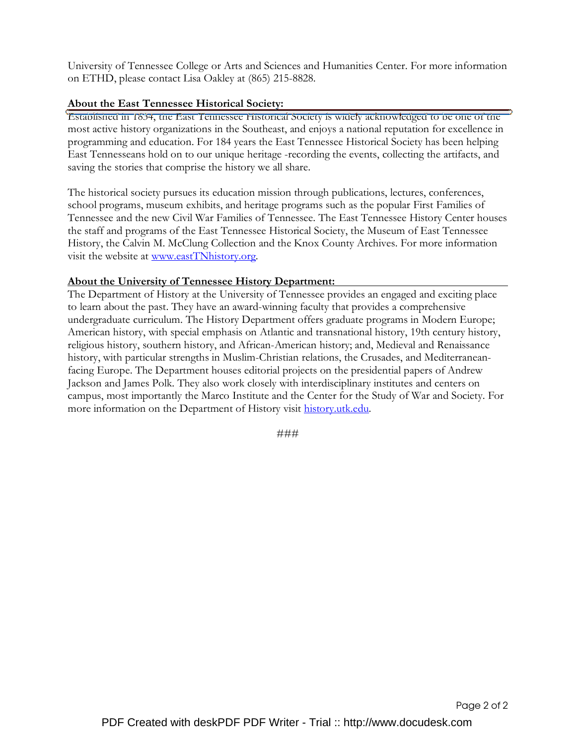University of Tennessee College or Arts and Sciences and Humanities Center. For more information on ETHD, please contact Lisa Oakley at (865) 215-8828.

**About the East Tennessee Historical Society:**

Established in 1834, the East Tennessee Historical Society is widely acknowledged to be one of the most active history organizations in the Southeast, and enjoys a national reputation for excellence in programming and education. For 184 years the East Tennessee Historical Society has been helping East Tennesseans hold on to our unique heritage -recording the events, collecting the artifacts, and saving the stories that comprise the history we all share.

The historical society pursues its education mission through publications, lectures, conferences, school programs, museum exhibits, and heritage programs such as the popular First Families of Tennessee and the new Civil War Families of Tennessee. The East Tennessee History Center houses the staff and programs of the East Tennessee Historical Society, the Museum of East Tennessee History, the Calvin M. McClung Collection and the Knox County Archives. For more information visit the website at www.eastTNhistory.org.

**About the University of Tennessee History Department:**

The Department of History at the University of Tennessee provides an engaged and exciting place to learn about the past. They have an award-winning faculty that provides a comprehensive undergraduate curriculum. The History Department offers graduate programs in Modern Europe; American history, with special emphasis on Atlantic and transnational history, 19th century history, religious history, southern history, and African-American history; and, Medieval and Renaissance history, with particular strengths in Muslim-Christian relations, the Crusades, and Mediterranean-facing Europe. The Department houses editorial projects on the presidential papers of Andrew Jackson and James Polk. They also work closely with interdisciplinary institutes and centers on campus, most importantly the Marco Institute and the Center for the Study of War and Society. For more information on the Department of History visit history.utk.edu.

###

PDF Created with deskPDF PDF Writer - Trial :: http://www.docudesk.com